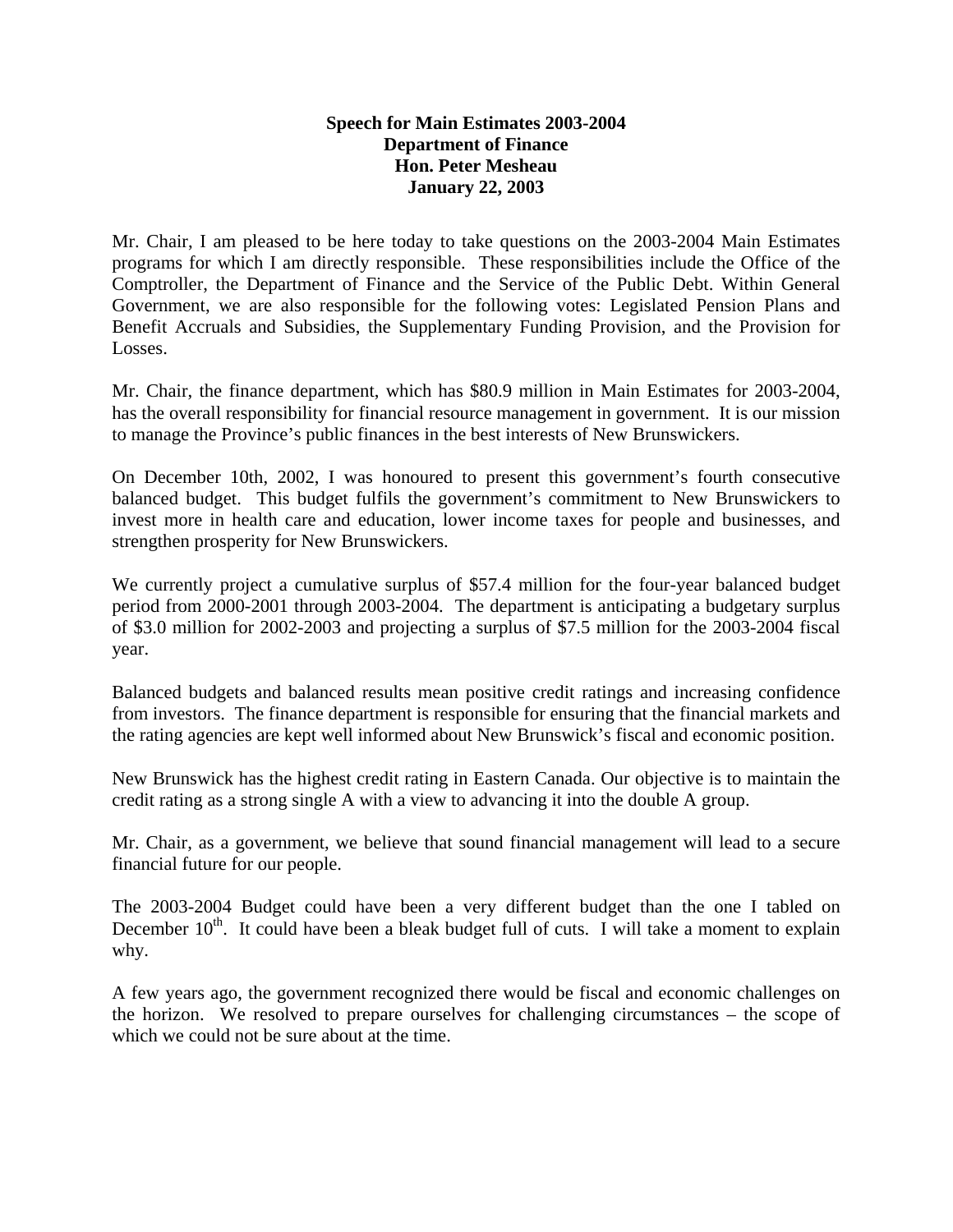**Speech for Main Estimates 2003-2004**
**Department of Finance**
**Hon. Peter Mesheau**
**January 22, 2003**

Mr. Chair, I am pleased to be here today to take questions on the 2003-2004 Main Estimates programs for which I am directly responsible. These responsibilities include the Office of the Comptroller, the Department of Finance and the Service of the Public Debt. Within General Government, we are also responsible for the following votes: Legislated Pension Plans and Benefit Accruals and Subsidies, the Supplementary Funding Provision, and the Provision for Losses.

Mr. Chair, the finance department, which has $80.9 million in Main Estimates for 2003-2004, has the overall responsibility for financial resource management in government. It is our mission to manage the Province's public finances in the best interests of New Brunswickers.

On December 10th, 2002, I was honoured to present this government's fourth consecutive balanced budget. This budget fulfils the government's commitment to New Brunswickers to invest more in health care and education, lower income taxes for people and businesses, and strengthen prosperity for New Brunswickers.

We currently project a cumulative surplus of $57.4 million for the four-year balanced budget period from 2000-2001 through 2003-2004. The department is anticipating a budgetary surplus of $3.0 million for 2002-2003 and projecting a surplus of $7.5 million for the 2003-2004 fiscal year.

Balanced budgets and balanced results mean positive credit ratings and increasing confidence from investors. The finance department is responsible for ensuring that the financial markets and the rating agencies are kept well informed about New Brunswick's fiscal and economic position.

New Brunswick has the highest credit rating in Eastern Canada. Our objective is to maintain the credit rating as a strong single A with a view to advancing it into the double A group.

Mr. Chair, as a government, we believe that sound financial management will lead to a secure financial future for our people.

The 2003-2004 Budget could have been a very different budget than the one I tabled on December 10th. It could have been a bleak budget full of cuts. I will take a moment to explain why.

A few years ago, the government recognized there would be fiscal and economic challenges on the horizon. We resolved to prepare ourselves for challenging circumstances – the scope of which we could not be sure about at the time.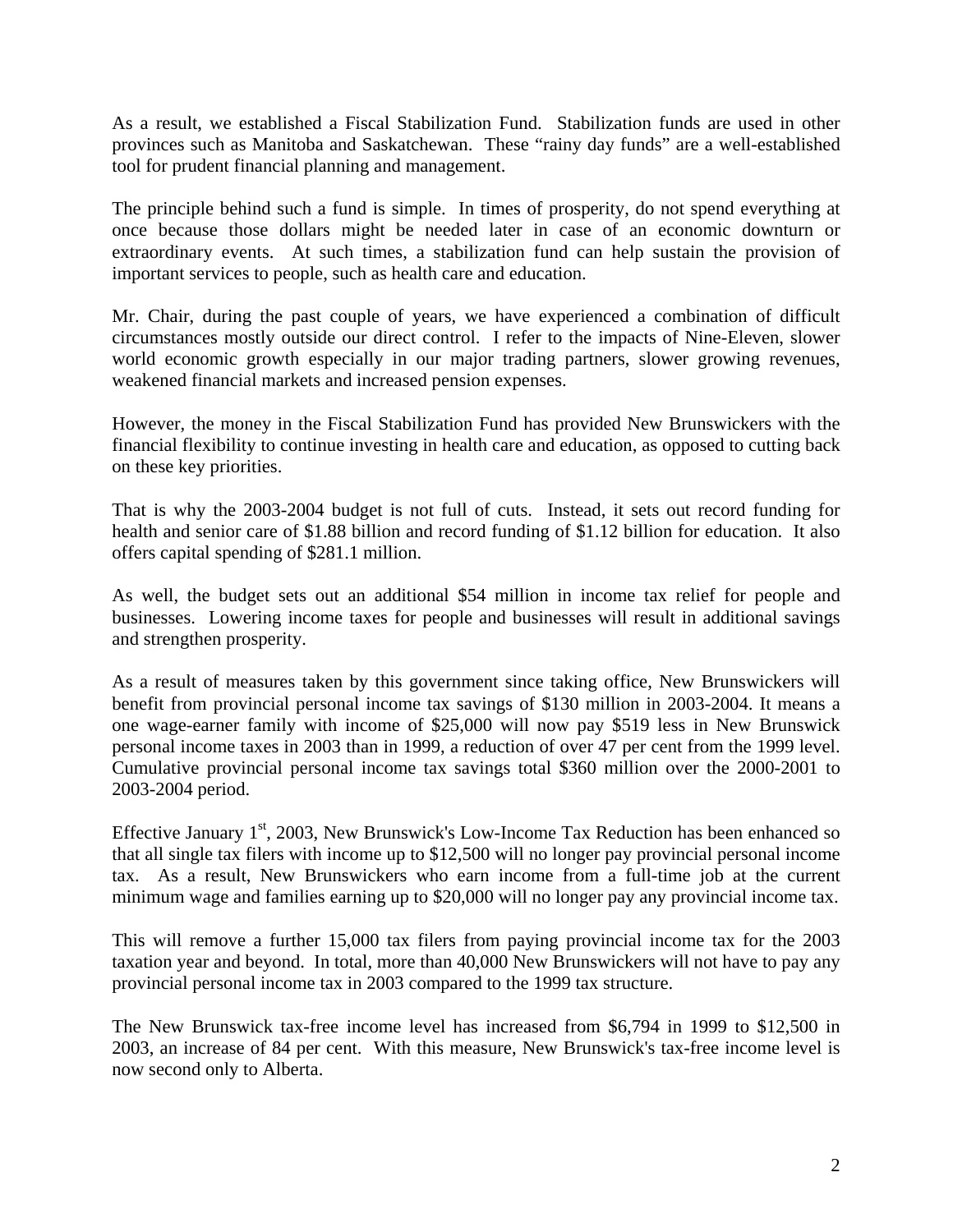As a result, we established a Fiscal Stabilization Fund. Stabilization funds are used in other provinces such as Manitoba and Saskatchewan. These "rainy day funds" are a well-established tool for prudent financial planning and management.

The principle behind such a fund is simple. In times of prosperity, do not spend everything at once because those dollars might be needed later in case of an economic downturn or extraordinary events. At such times, a stabilization fund can help sustain the provision of important services to people, such as health care and education.

Mr. Chair, during the past couple of years, we have experienced a combination of difficult circumstances mostly outside our direct control. I refer to the impacts of Nine-Eleven, slower world economic growth especially in our major trading partners, slower growing revenues, weakened financial markets and increased pension expenses.

However, the money in the Fiscal Stabilization Fund has provided New Brunswickers with the financial flexibility to continue investing in health care and education, as opposed to cutting back on these key priorities.

That is why the 2003-2004 budget is not full of cuts. Instead, it sets out record funding for health and senior care of $1.88 billion and record funding of $1.12 billion for education. It also offers capital spending of $281.1 million.

As well, the budget sets out an additional $54 million in income tax relief for people and businesses. Lowering income taxes for people and businesses will result in additional savings and strengthen prosperity.

As a result of measures taken by this government since taking office, New Brunswickers will benefit from provincial personal income tax savings of $130 million in 2003-2004. It means a one wage-earner family with income of $25,000 will now pay $519 less in New Brunswick personal income taxes in 2003 than in 1999, a reduction of over 47 per cent from the 1999 level. Cumulative provincial personal income tax savings total $360 million over the 2000-2001 to 2003-2004 period.

Effective January 1st, 2003, New Brunswick's Low-Income Tax Reduction has been enhanced so that all single tax filers with income up to $12,500 will no longer pay provincial personal income tax. As a result, New Brunswickers who earn income from a full-time job at the current minimum wage and families earning up to $20,000 will no longer pay any provincial income tax.

This will remove a further 15,000 tax filers from paying provincial income tax for the 2003 taxation year and beyond. In total, more than 40,000 New Brunswickers will not have to pay any provincial personal income tax in 2003 compared to the 1999 tax structure.

The New Brunswick tax-free income level has increased from $6,794 in 1999 to $12,500 in 2003, an increase of 84 per cent. With this measure, New Brunswick's tax-free income level is now second only to Alberta.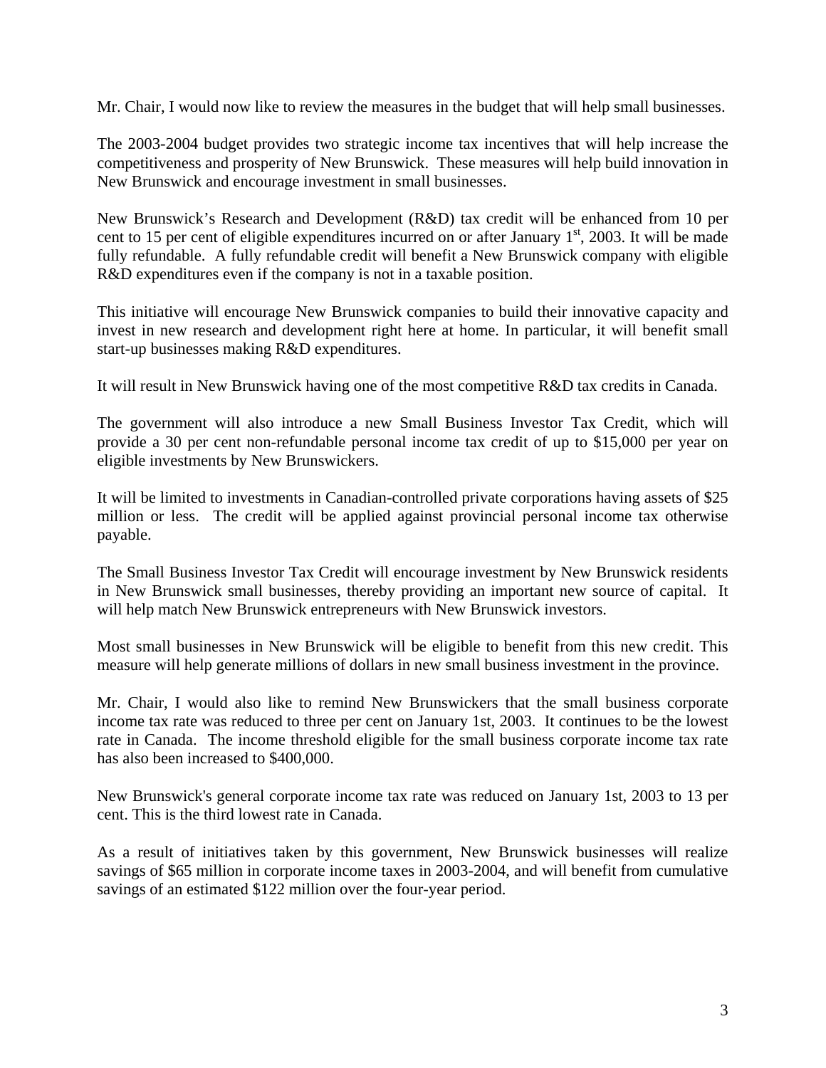Mr. Chair, I would now like to review the measures in the budget that will help small businesses.

The 2003-2004 budget provides two strategic income tax incentives that will help increase the competitiveness and prosperity of New Brunswick. These measures will help build innovation in New Brunswick and encourage investment in small businesses.

New Brunswick's Research and Development (R&D) tax credit will be enhanced from 10 per cent to 15 per cent of eligible expenditures incurred on or after January 1st, 2003. It will be made fully refundable. A fully refundable credit will benefit a New Brunswick company with eligible R&D expenditures even if the company is not in a taxable position.

This initiative will encourage New Brunswick companies to build their innovative capacity and invest in new research and development right here at home. In particular, it will benefit small start-up businesses making R&D expenditures.

It will result in New Brunswick having one of the most competitive R&D tax credits in Canada.

The government will also introduce a new Small Business Investor Tax Credit, which will provide a 30 per cent non-refundable personal income tax credit of up to $15,000 per year on eligible investments by New Brunswickers.

It will be limited to investments in Canadian-controlled private corporations having assets of $25 million or less. The credit will be applied against provincial personal income tax otherwise payable.

The Small Business Investor Tax Credit will encourage investment by New Brunswick residents in New Brunswick small businesses, thereby providing an important new source of capital. It will help match New Brunswick entrepreneurs with New Brunswick investors.

Most small businesses in New Brunswick will be eligible to benefit from this new credit. This measure will help generate millions of dollars in new small business investment in the province.

Mr. Chair, I would also like to remind New Brunswickers that the small business corporate income tax rate was reduced to three per cent on January 1st, 2003. It continues to be the lowest rate in Canada. The income threshold eligible for the small business corporate income tax rate has also been increased to $400,000.

New Brunswick's general corporate income tax rate was reduced on January 1st, 2003 to 13 per cent. This is the third lowest rate in Canada.

As a result of initiatives taken by this government, New Brunswick businesses will realize savings of $65 million in corporate income taxes in 2003-2004, and will benefit from cumulative savings of an estimated $122 million over the four-year period.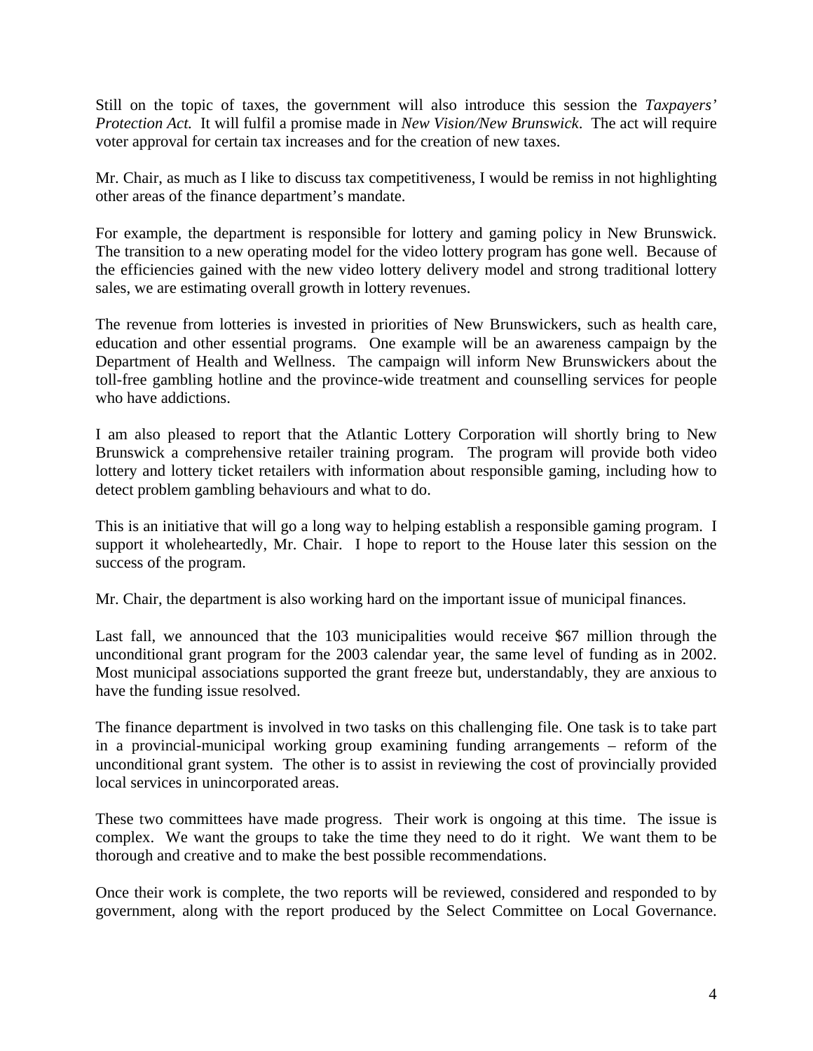Still on the topic of taxes, the government will also introduce this session the *Taxpayers' Protection Act.* It will fulfil a promise made in *New Vision/New Brunswick*. The act will require voter approval for certain tax increases and for the creation of new taxes.

Mr. Chair, as much as I like to discuss tax competitiveness, I would be remiss in not highlighting other areas of the finance department's mandate.

For example, the department is responsible for lottery and gaming policy in New Brunswick. The transition to a new operating model for the video lottery program has gone well. Because of the efficiencies gained with the new video lottery delivery model and strong traditional lottery sales, we are estimating overall growth in lottery revenues.

The revenue from lotteries is invested in priorities of New Brunswickers, such as health care, education and other essential programs. One example will be an awareness campaign by the Department of Health and Wellness. The campaign will inform New Brunswickers about the toll-free gambling hotline and the province-wide treatment and counselling services for people who have addictions.

I am also pleased to report that the Atlantic Lottery Corporation will shortly bring to New Brunswick a comprehensive retailer training program. The program will provide both video lottery and lottery ticket retailers with information about responsible gaming, including how to detect problem gambling behaviours and what to do.

This is an initiative that will go a long way to helping establish a responsible gaming program. I support it wholeheartedly, Mr. Chair. I hope to report to the House later this session on the success of the program.

Mr. Chair, the department is also working hard on the important issue of municipal finances.

Last fall, we announced that the 103 municipalities would receive $67 million through the unconditional grant program for the 2003 calendar year, the same level of funding as in 2002. Most municipal associations supported the grant freeze but, understandably, they are anxious to have the funding issue resolved.

The finance department is involved in two tasks on this challenging file. One task is to take part in a provincial-municipal working group examining funding arrangements – reform of the unconditional grant system. The other is to assist in reviewing the cost of provincially provided local services in unincorporated areas.

These two committees have made progress. Their work is ongoing at this time. The issue is complex. We want the groups to take the time they need to do it right. We want them to be thorough and creative and to make the best possible recommendations.

Once their work is complete, the two reports will be reviewed, considered and responded to by government, along with the report produced by the Select Committee on Local Governance.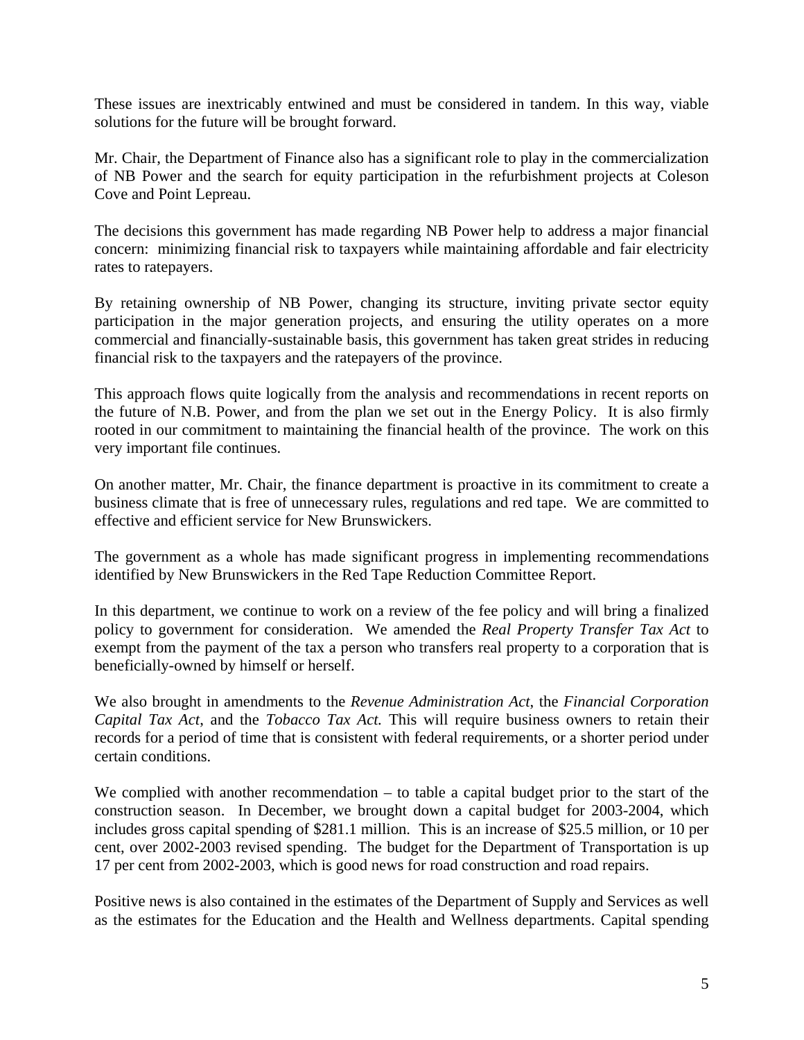These issues are inextricably entwined and must be considered in tandem. In this way, viable solutions for the future will be brought forward.

Mr. Chair, the Department of Finance also has a significant role to play in the commercialization of NB Power and the search for equity participation in the refurbishment projects at Coleson Cove and Point Lepreau.

The decisions this government has made regarding NB Power help to address a major financial concern: minimizing financial risk to taxpayers while maintaining affordable and fair electricity rates to ratepayers.

By retaining ownership of NB Power, changing its structure, inviting private sector equity participation in the major generation projects, and ensuring the utility operates on a more commercial and financially-sustainable basis, this government has taken great strides in reducing financial risk to the taxpayers and the ratepayers of the province.

This approach flows quite logically from the analysis and recommendations in recent reports on the future of N.B. Power, and from the plan we set out in the Energy Policy. It is also firmly rooted in our commitment to maintaining the financial health of the province. The work on this very important file continues.

On another matter, Mr. Chair, the finance department is proactive in its commitment to create a business climate that is free of unnecessary rules, regulations and red tape. We are committed to effective and efficient service for New Brunswickers.

The government as a whole has made significant progress in implementing recommendations identified by New Brunswickers in the Red Tape Reduction Committee Report.

In this department, we continue to work on a review of the fee policy and will bring a finalized policy to government for consideration. We amended the *Real Property Transfer Tax Act* to exempt from the payment of the tax a person who transfers real property to a corporation that is beneficially-owned by himself or herself.

We also brought in amendments to the *Revenue Administration Act*, the *Financial Corporation Capital Tax Act*, and the *Tobacco Tax Act.* This will require business owners to retain their records for a period of time that is consistent with federal requirements, or a shorter period under certain conditions.

We complied with another recommendation – to table a capital budget prior to the start of the construction season. In December, we brought down a capital budget for 2003-2004, which includes gross capital spending of $281.1 million. This is an increase of $25.5 million, or 10 per cent, over 2002-2003 revised spending. The budget for the Department of Transportation is up 17 per cent from 2002-2003, which is good news for road construction and road repairs.

Positive news is also contained in the estimates of the Department of Supply and Services as well as the estimates for the Education and the Health and Wellness departments. Capital spending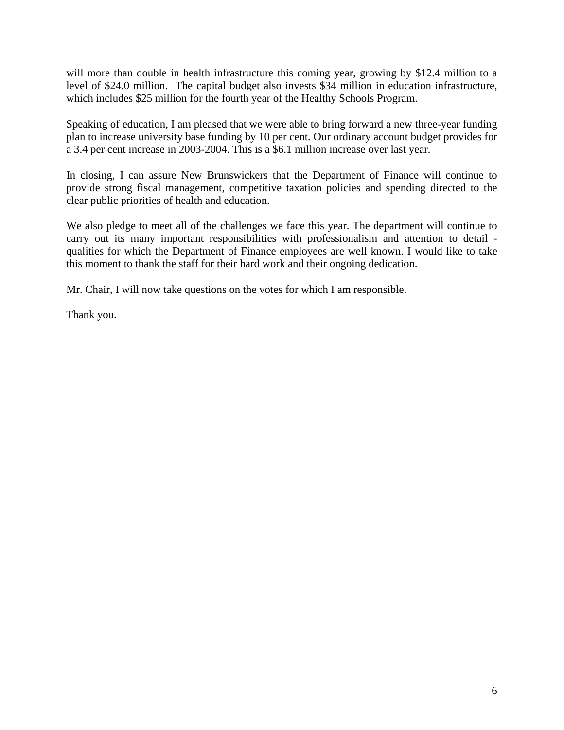will more than double in health infrastructure this coming year, growing by $12.4 million to a level of $24.0 million. The capital budget also invests $34 million in education infrastructure, which includes $25 million for the fourth year of the Healthy Schools Program.

Speaking of education, I am pleased that we were able to bring forward a new three-year funding plan to increase university base funding by 10 per cent. Our ordinary account budget provides for a 3.4 per cent increase in 2003-2004. This is a $6.1 million increase over last year.

In closing, I can assure New Brunswickers that the Department of Finance will continue to provide strong fiscal management, competitive taxation policies and spending directed to the clear public priorities of health and education.

We also pledge to meet all of the challenges we face this year. The department will continue to carry out its many important responsibilities with professionalism and attention to detail - qualities for which the Department of Finance employees are well known. I would like to take this moment to thank the staff for their hard work and their ongoing dedication.

Mr. Chair, I will now take questions on the votes for which I am responsible.

Thank you.